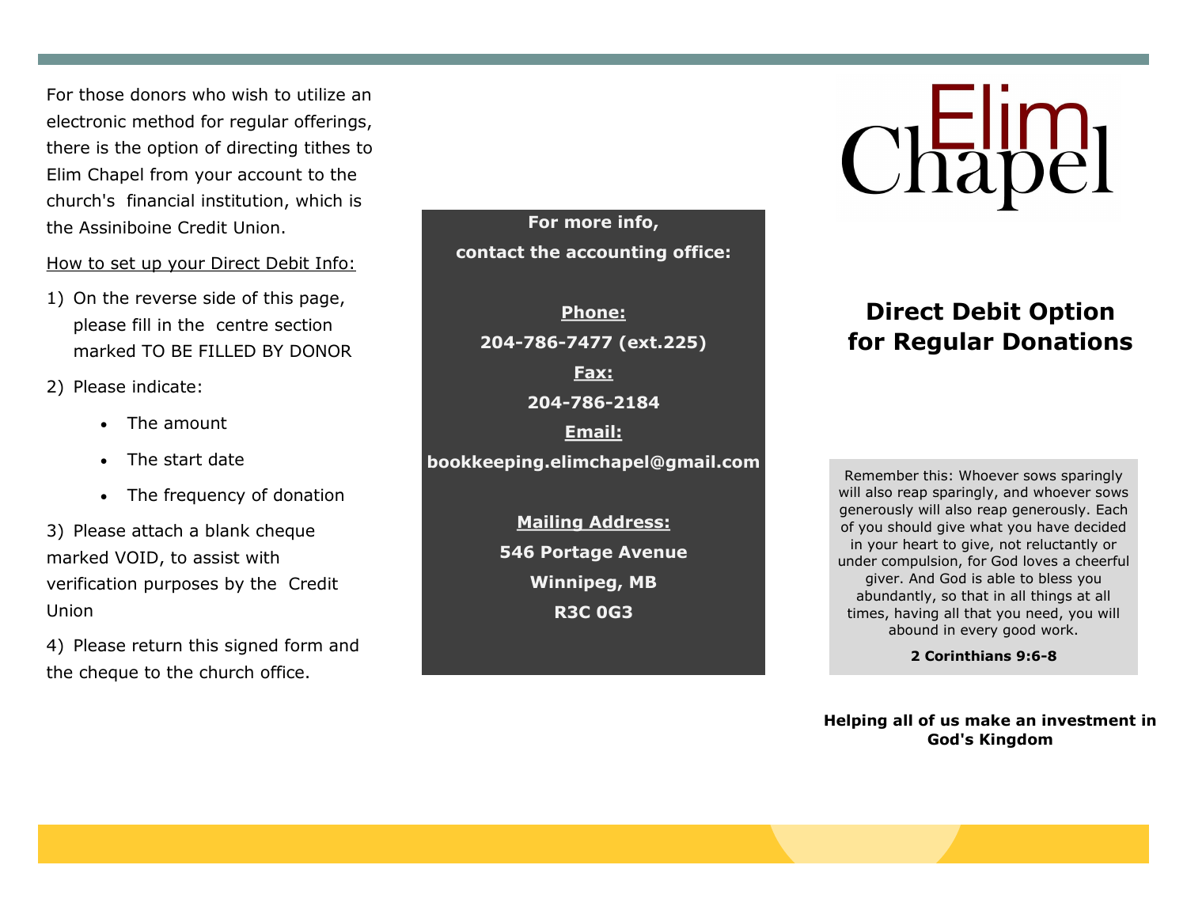For those donors who wish to utilize an electronic method for regular offerings, there is the option of directing tithes to Elim Chapel from your account to the church's financial institution, which is the Assiniboine Credit Union.

How to set up your Direct Debit Info:

1) On the reverse side of this page, please fill in the centre section marked TO BE FILLED BY DONOR
2) Please indicate:
   - The amount
   - The start date
   - The frequency of donation
3) Please attach a blank cheque marked VOID, to assist with verification purposes by the Credit Union
4) Please return this signed form and the cheque to the church office.

**For more info,**
**contact the accounting office:**

**Phone:**
**204-786-7477 (ext.225)**

**Fax:**
**204-786-2184**

**Email:**
**bookkeeping.elimchapel@gmail.com**

**Mailing Address:**
**546 Portage Avenue**
**Winnipeg, MB**
**R3C 0G3**

# Elim Chapel

## Direct Debit Option for Regular Donations

Remember this: Whoever sows sparingly will also reap sparingly, and whoever sows generously will also reap generously. Each of you should give what you have decided in your heart to give, not reluctantly or under compulsion, for God loves a cheerful giver. And God is able to bless you abundantly, so that in all things at all times, having all that you need, you will abound in every good work.

**2 Corinthians 9:6-8**

**Helping all of us make an investment in God's Kingdom**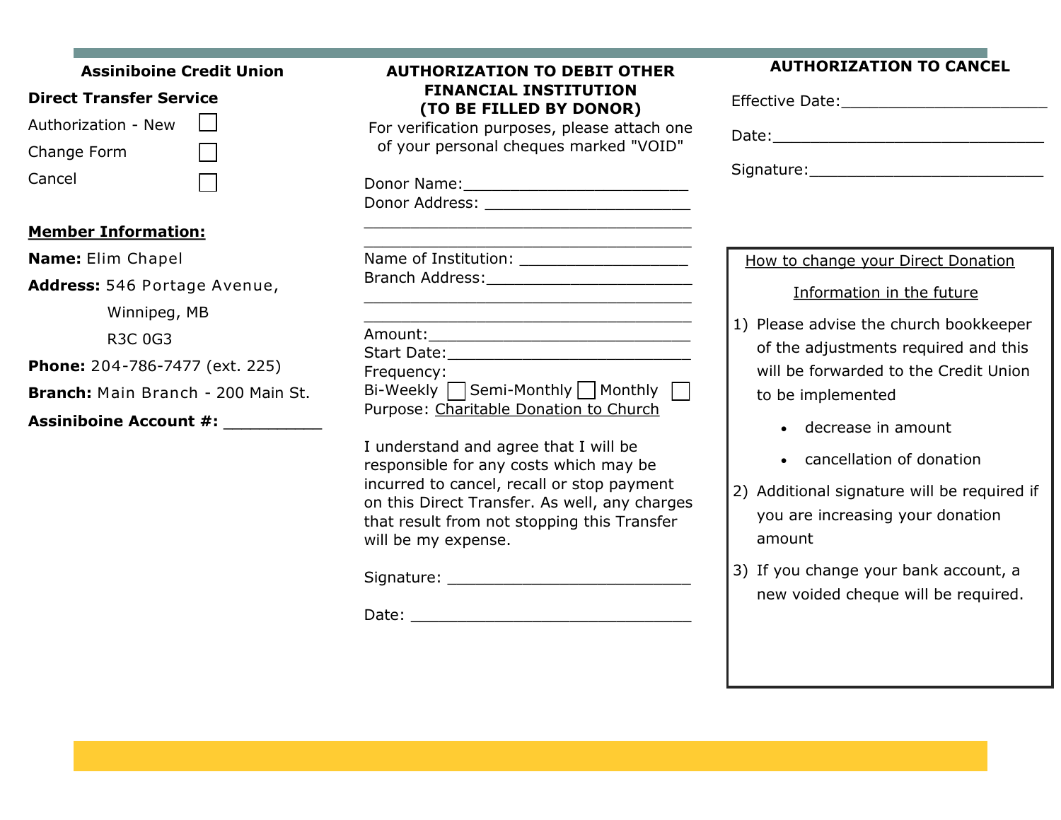## Assiniboine Credit Union

**Direct Transfer Service**

Authorization - New ☐

Change Form ☐

Cancel ☐

**Member Information:**

**Name:** Elim Chapel

**Address:** 546 Portage Avenue,
Winnipeg, MB
R3C 0G3

**Phone:** 204-786-7477 (ext. 225)

**Branch:** Main Branch - 200 Main St.

**Assiniboine Account #:** __________

## AUTHORIZATION TO DEBIT OTHER FINANCIAL INSTITUTION (TO BE FILLED BY DONOR)

For verification purposes, please attach one of your personal cheques marked "VOID"

Donor Name:________________________

Donor Address: ______________________

____________________________________

____________________________________

Name of Institution: __________________

Branch Address:______________________

____________________________________

____________________________________

Amount:____________________________

Start Date:__________________________

Frequency:

Bi-Weekly ☐ Semi-Monthly ☐ Monthly ☐

Purpose: Charitable Donation to Church

I understand and agree that I will be responsible for any costs which may be incurred to cancel, recall or stop payment on this Direct Transfer. As well, any charges that result from not stopping this Transfer will be my expense.

Signature: __________________________

Date: ______________________________

## AUTHORIZATION TO CANCEL

Effective Date:______________________

Date:______________________________

Signature:__________________________

How to change your Direct Donation Information in the future

1) Please advise the church bookkeeper of the adjustments required and this will be forwarded to the Credit Union to be implemented
   - decrease in amount
   - cancellation of donation
2) Additional signature will be required if you are increasing your donation amount
3) If you change your bank account, a new voided cheque will be required.